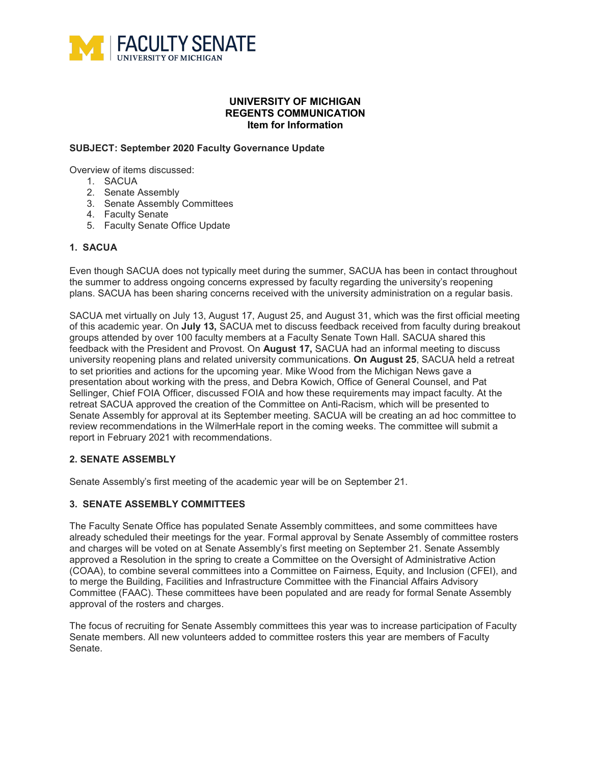# UNIVERSITY OF MICHIGAN
## REGENTS COMMUNICATION
### Item for Information

**SUBJECT: September 2020 Faculty Governance Update**

Overview of items discussed:

1. SACUA
2. Senate Assembly
3. Senate Assembly Committees
4. Faculty Senate
5. Faculty Senate Office Update

### 1. SACUA

Even though SACUA does not typically meet during the summer, SACUA has been in contact throughout the summer to address ongoing concerns expressed by faculty regarding the university's reopening plans. SACUA has been sharing concerns received with the university administration on a regular basis.

SACUA met virtually on July 13, August 17, August 25, and August 31, which was the first official meeting of this academic year. On **July 13,** SACUA met to discuss feedback received from faculty during breakout groups attended by over 100 faculty members at a Faculty Senate Town Hall. SACUA shared this feedback with the President and Provost. On **August 17,** SACUA had an informal meeting to discuss university reopening plans and related university communications. **On August 25**, SACUA held a retreat to set priorities and actions for the upcoming year. Mike Wood from the Michigan News gave a presentation about working with the press, and Debra Kowich, Office of General Counsel, and Pat Sellinger, Chief FOIA Officer, discussed FOIA and how these requirements may impact faculty. At the retreat SACUA approved the creation of the Committee on Anti-Racism, which will be presented to Senate Assembly for approval at its September meeting. SACUA will be creating an ad hoc committee to review recommendations in the WilmerHale report in the coming weeks. The committee will submit a report in February 2021 with recommendations.

### 2. SENATE ASSEMBLY

Senate Assembly's first meeting of the academic year will be on September 21.

### 3. SENATE ASSEMBLY COMMITTEES

The Faculty Senate Office has populated Senate Assembly committees, and some committees have already scheduled their meetings for the year. Formal approval by Senate Assembly of committee rosters and charges will be voted on at Senate Assembly's first meeting on September 21. Senate Assembly approved a Resolution in the spring to create a Committee on the Oversight of Administrative Action (COAA), to combine several committees into a Committee on Fairness, Equity, and Inclusion (CFEI), and to merge the Building, Facilities and Infrastructure Committee with the Financial Affairs Advisory Committee (FAAC). These committees have been populated and are ready for formal Senate Assembly approval of the rosters and charges.

The focus of recruiting for Senate Assembly committees this year was to increase participation of Faculty Senate members. All new volunteers added to committee rosters this year are members of Faculty Senate.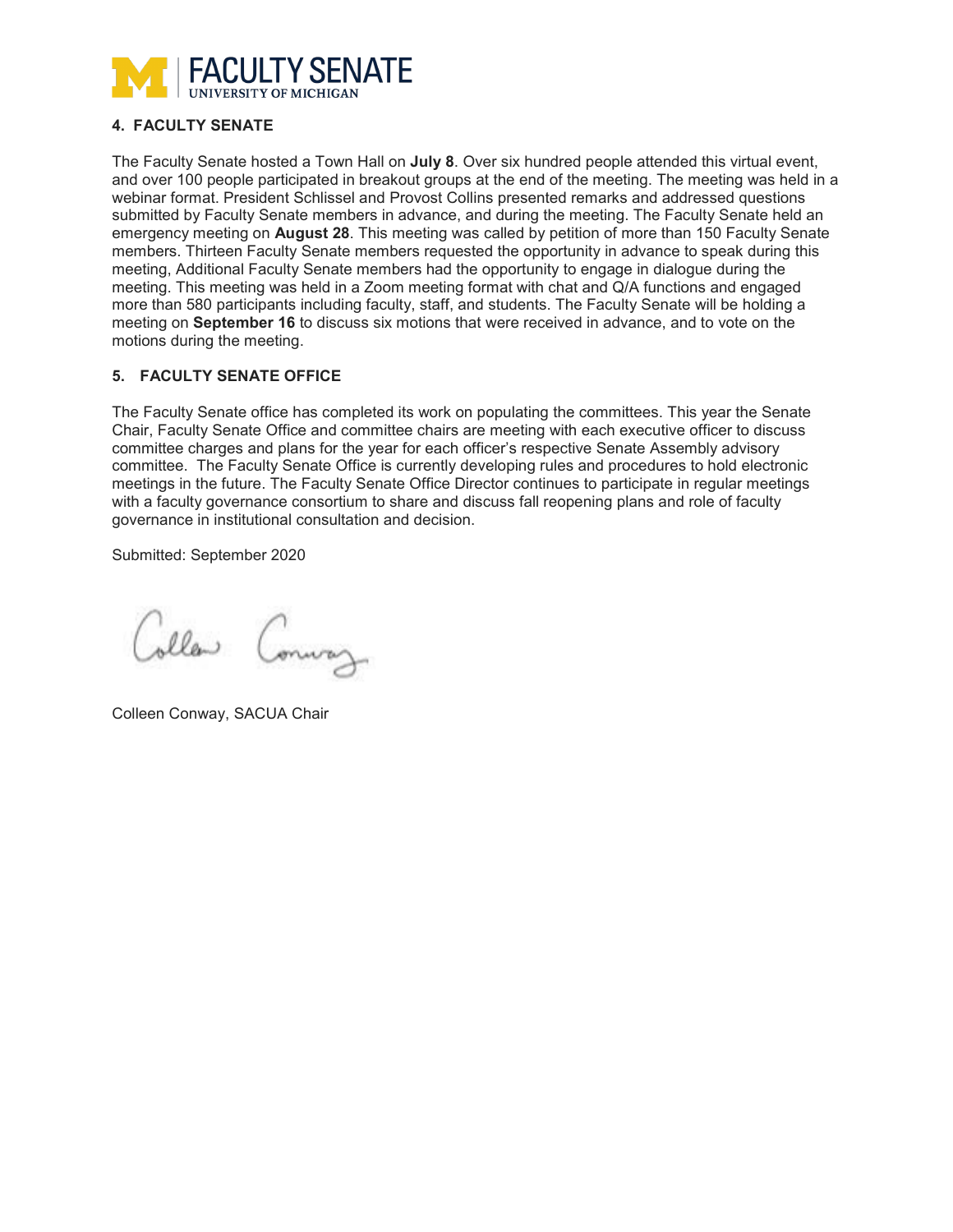## 4. FACULTY SENATE

The Faculty Senate hosted a Town Hall on **July 8**. Over six hundred people attended this virtual event, and over 100 people participated in breakout groups at the end of the meeting. The meeting was held in a webinar format. President Schlissel and Provost Collins presented remarks and addressed questions submitted by Faculty Senate members in advance, and during the meeting. The Faculty Senate held an emergency meeting on **August 28**. This meeting was called by petition of more than 150 Faculty Senate members. Thirteen Faculty Senate members requested the opportunity in advance to speak during this meeting, Additional Faculty Senate members had the opportunity to engage in dialogue during the meeting. This meeting was held in a Zoom meeting format with chat and Q/A functions and engaged more than 580 participants including faculty, staff, and students. The Faculty Senate will be holding a meeting on **September 16** to discuss six motions that were received in advance, and to vote on the motions during the meeting.

## 5. FACULTY SENATE OFFICE

The Faculty Senate office has completed its work on populating the committees. This year the Senate Chair, Faculty Senate Office and committee chairs are meeting with each executive officer to discuss committee charges and plans for the year for each officer's respective Senate Assembly advisory committee. The Faculty Senate Office is currently developing rules and procedures to hold electronic meetings in the future. The Faculty Senate Office Director continues to participate in regular meetings with a faculty governance consortium to share and discuss fall reopening plans and role of faculty governance in institutional consultation and decision.

Submitted: September 2020

Colleen Conway, SACUA Chair